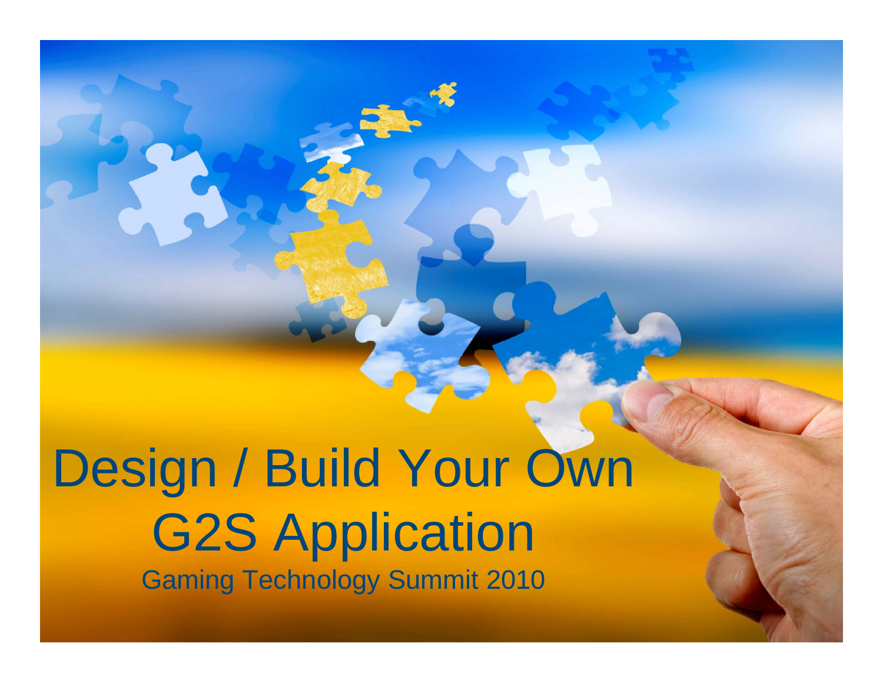# Design / Build Your Own G2S Application

Gaming Technology Summit 2010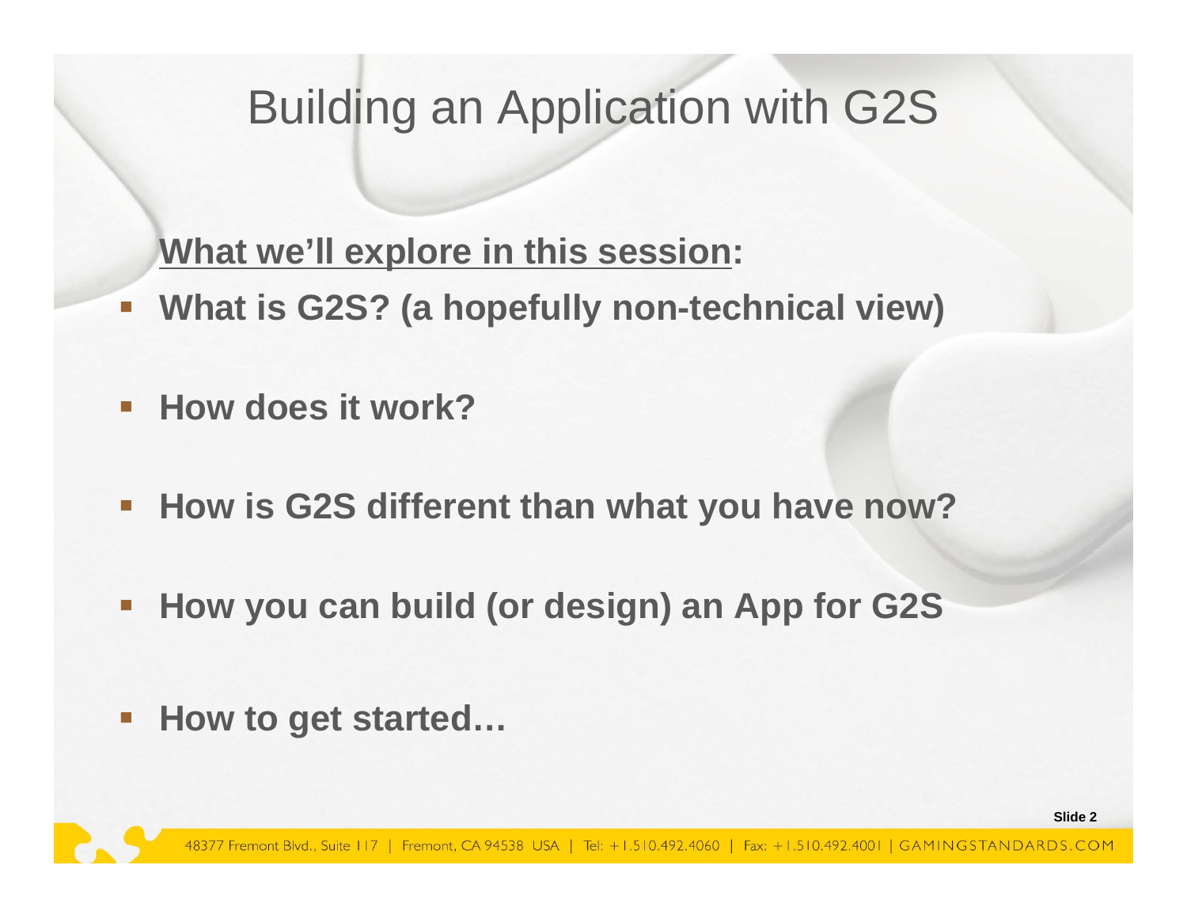# Building an Application with G2S

**<u>What we'll explore in this session</u>:**

- **What is G2S? (a hopefully non-technical view)**
- **How does it work?**
- **How is G2S different than what you have now?**
- **How you can build (or design) an App for G2S**
- **How to get started…**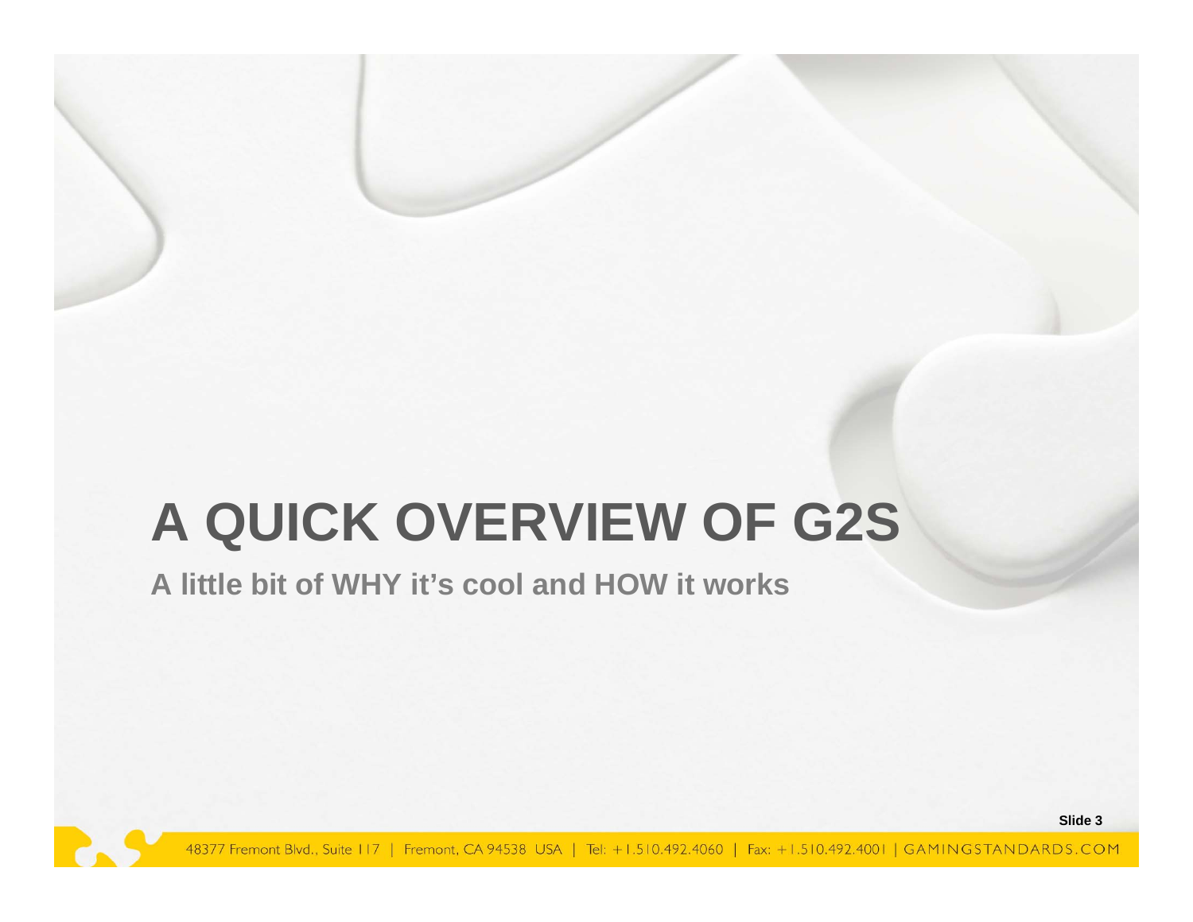# A QUICK OVERVIEW OF G2S

## A little bit of WHY it's cool and HOW it works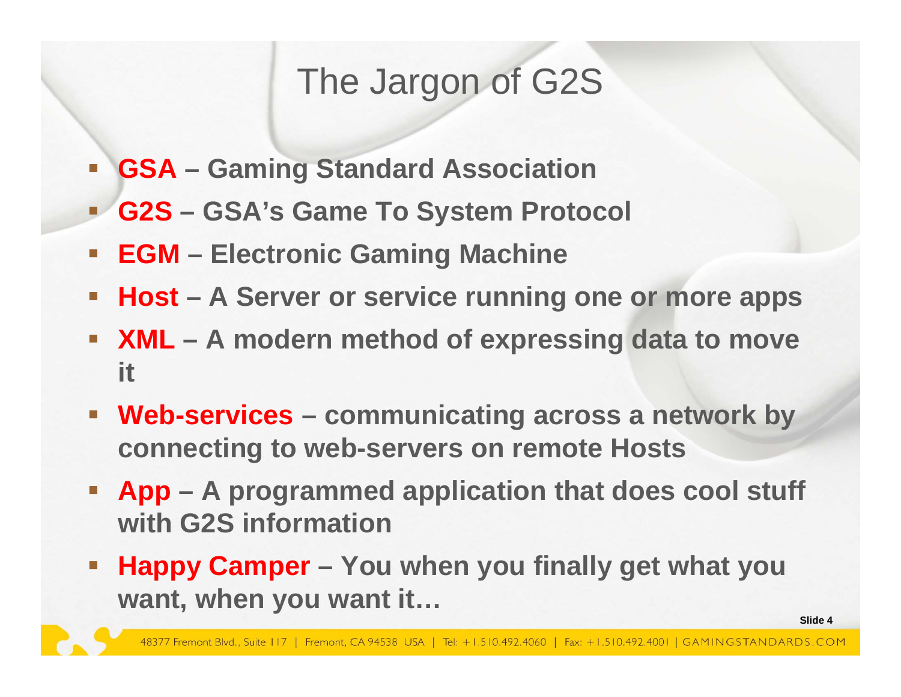# The Jargon of G2S

- **GSA – Gaming Standard Association**
- **G2S – GSA's Game To System Protocol**
- **EGM – Electronic Gaming Machine**
- **Host – A Server or service running one or more apps**
- **XML – A modern method of expressing data to move it**
- **Web-services – communicating across a network by connecting to web-servers on remote Hosts**
- **App – A programmed application that does cool stuff with G2S information**
- **Happy Camper – You when you finally get what you want, when you want it…**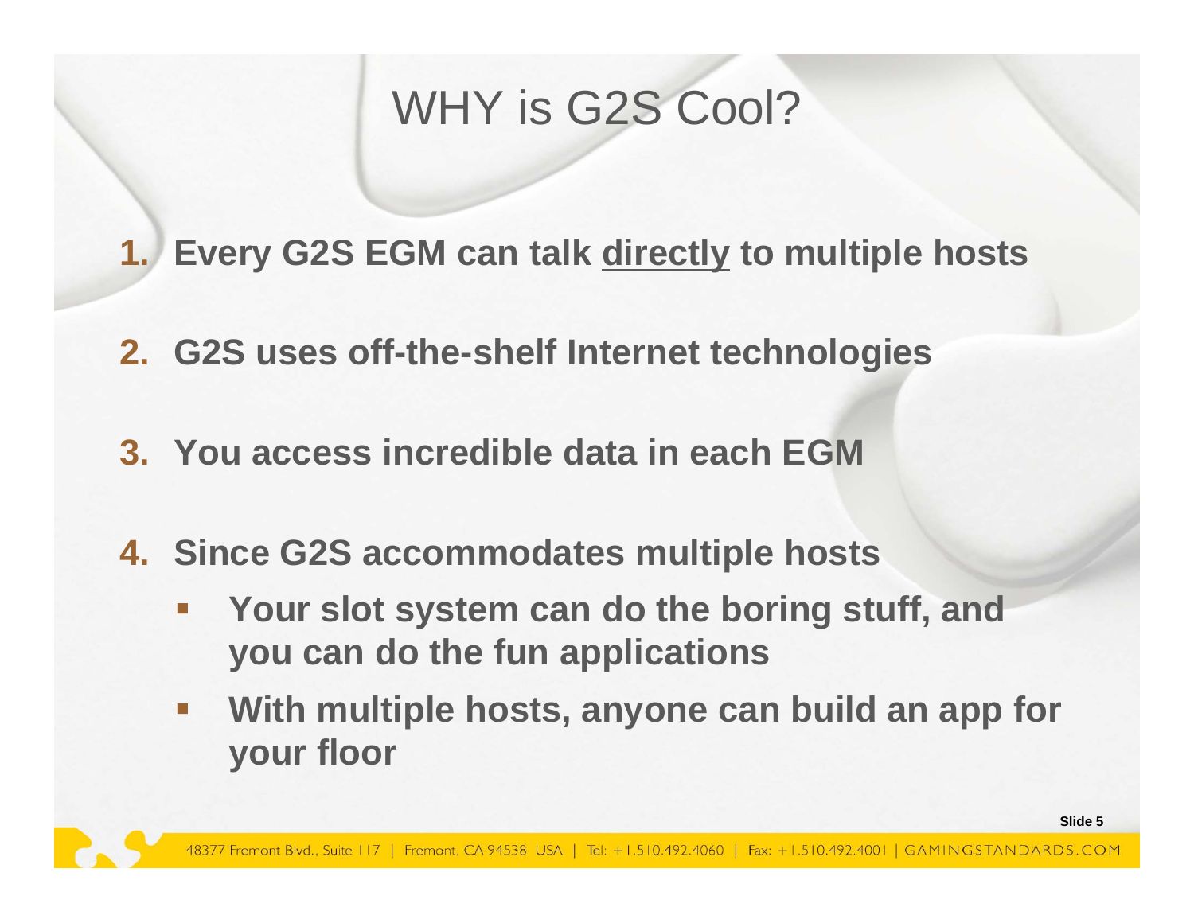# WHY is G2S Cool?

1. **Every G2S EGM can talk <u>directly</u> to multiple hosts**
2. **G2S uses off-the-shelf Internet technologies**
3. **You access incredible data in each EGM**
4. **Since G2S accommodates multiple hosts**
   - **Your slot system can do the boring stuff, and you can do the fun applications**
   - **With multiple hosts, anyone can build an app for your floor**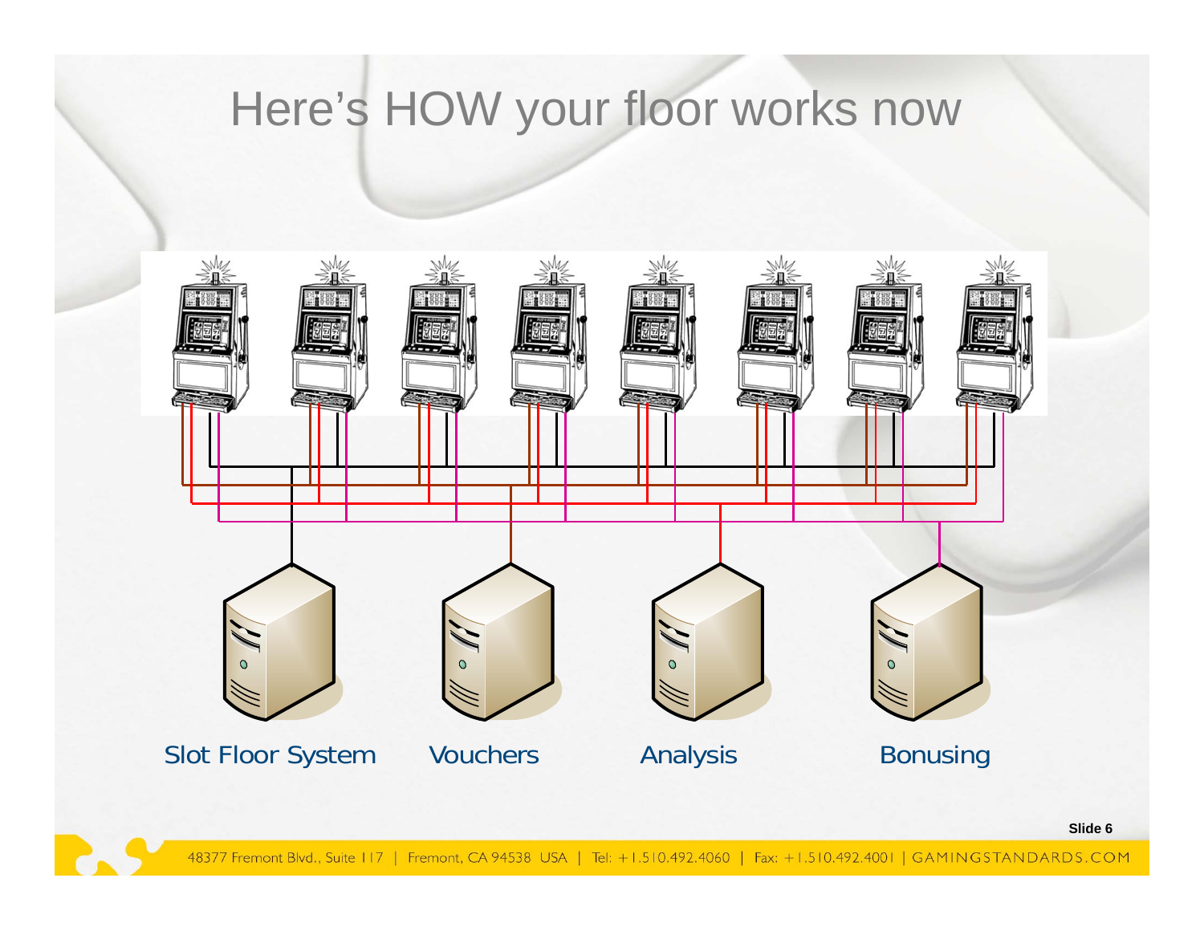# Here's HOW your floor works now

Slot Floor System

Vouchers

Analysis

Bonusing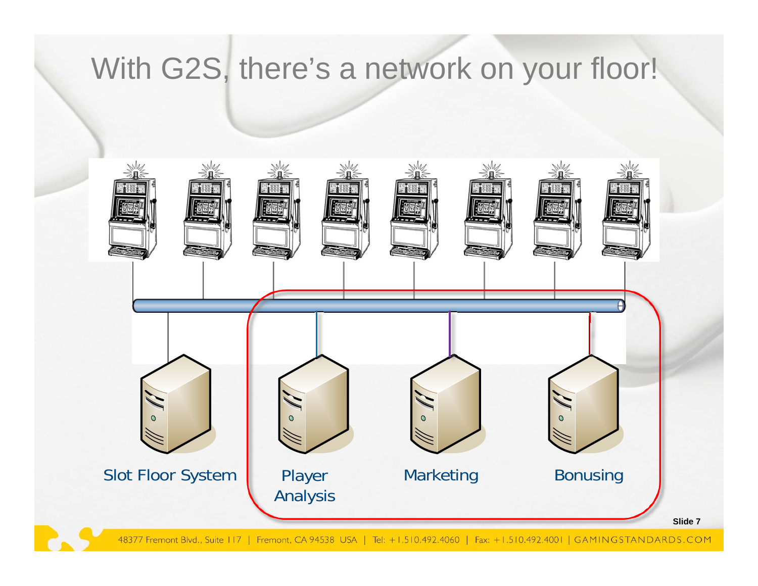# With G2S, there's a network on your floor!

Slot Floor System

Player Analysis

Marketing

Bonusing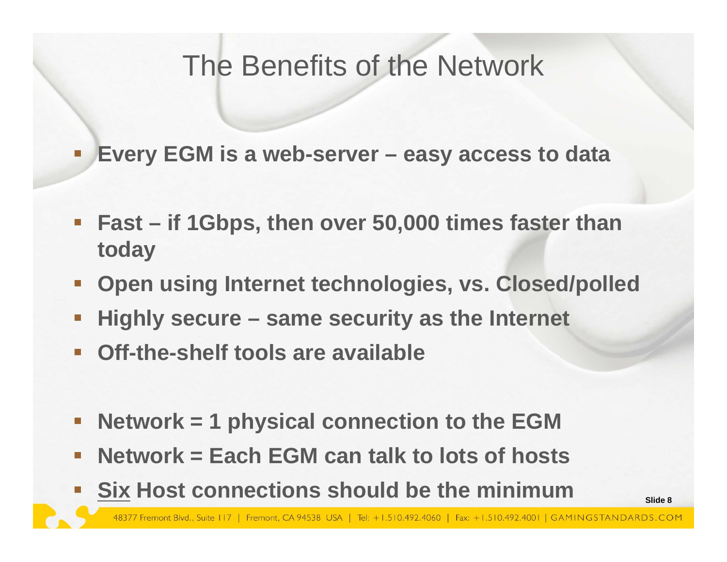# The Benefits of the Network

- **Every EGM is a web-server – easy access to data**

- **Fast – if 1Gbps, then over 50,000 times faster than today**
- **Open using Internet technologies, vs. Closed/polled**
- **Highly secure – same security as the Internet**
- **Off-the-shelf tools are available**

- **Network = 1 physical connection to the EGM**
- **Network = Each EGM can talk to lots of hosts**
- **<u>Six</u> Host connections should be the minimum**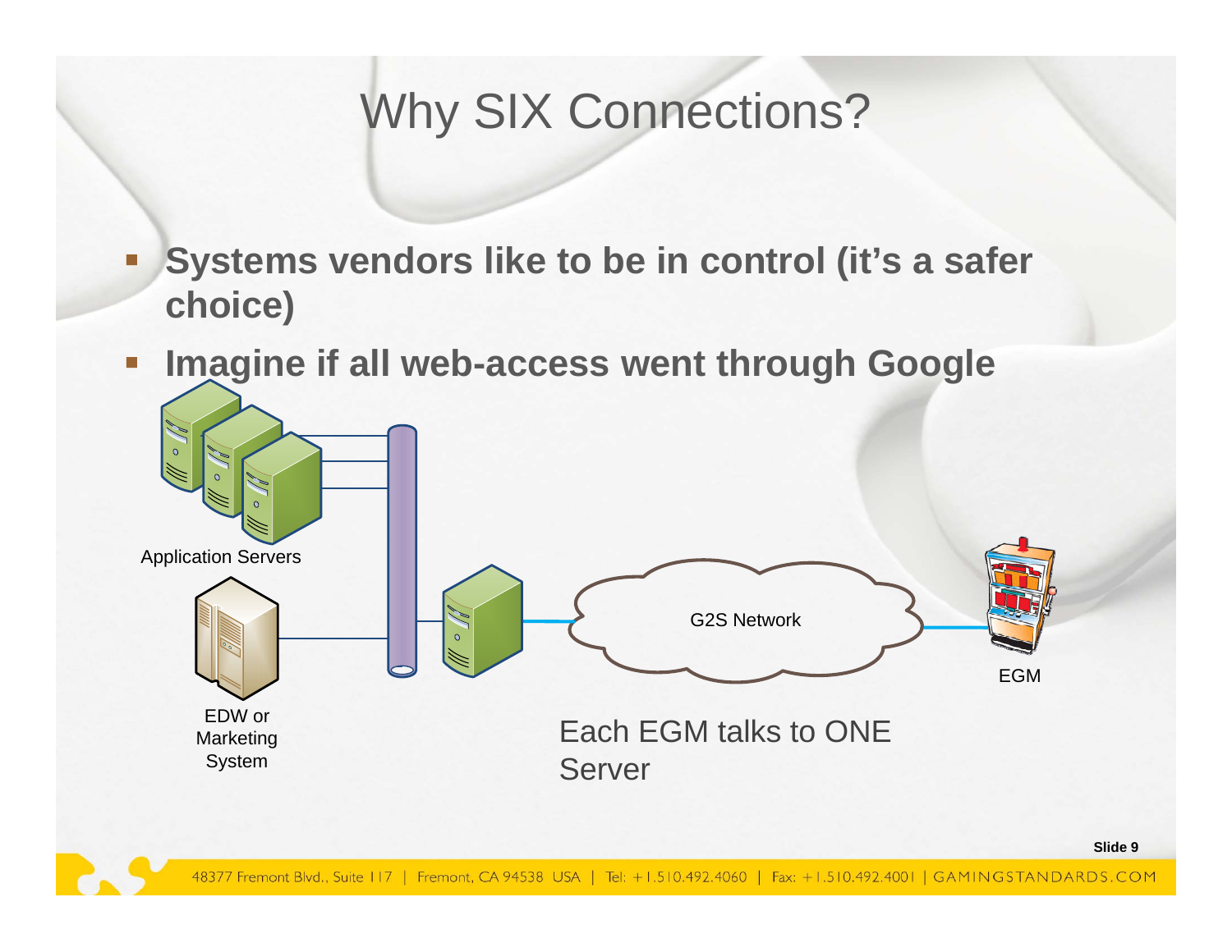# Why SIX Connections?

- **Systems vendors like to be in control (it's a safer choice)**
- **Imagine if all web-access went through Google**

Application Servers

EDW or Marketing System

G2S Network

EGM

Each EGM talks to ONE Server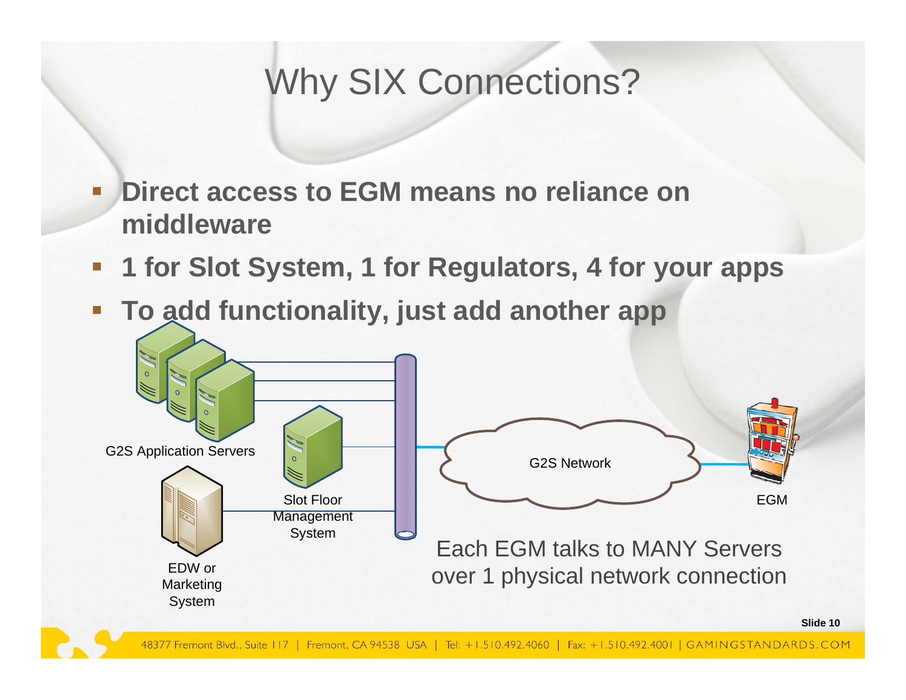# Why SIX Connections?

- **Direct access to EGM means no reliance on middleware**
- **1 for Slot System, 1 for Regulators, 4 for your apps**
- **To add functionality, just add another app**

G2S Application Servers

Slot Floor Management System

EDW or Marketing System

G2S Network

EGM

Each EGM talks to MANY Servers over 1 physical network connection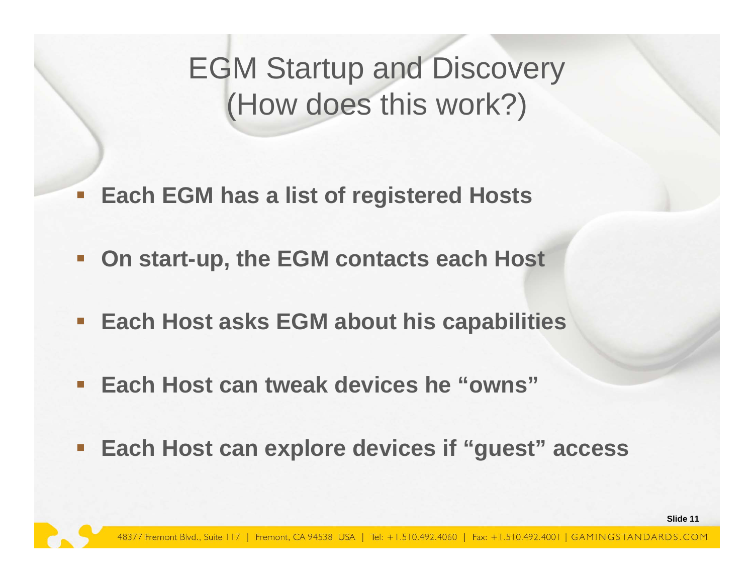# EGM Startup and Discovery (How does this work?)

- **Each EGM has a list of registered Hosts**
- **On start-up, the EGM contacts each Host**
- **Each Host asks EGM about his capabilities**
- **Each Host can tweak devices he "owns"**
- **Each Host can explore devices if "guest" access**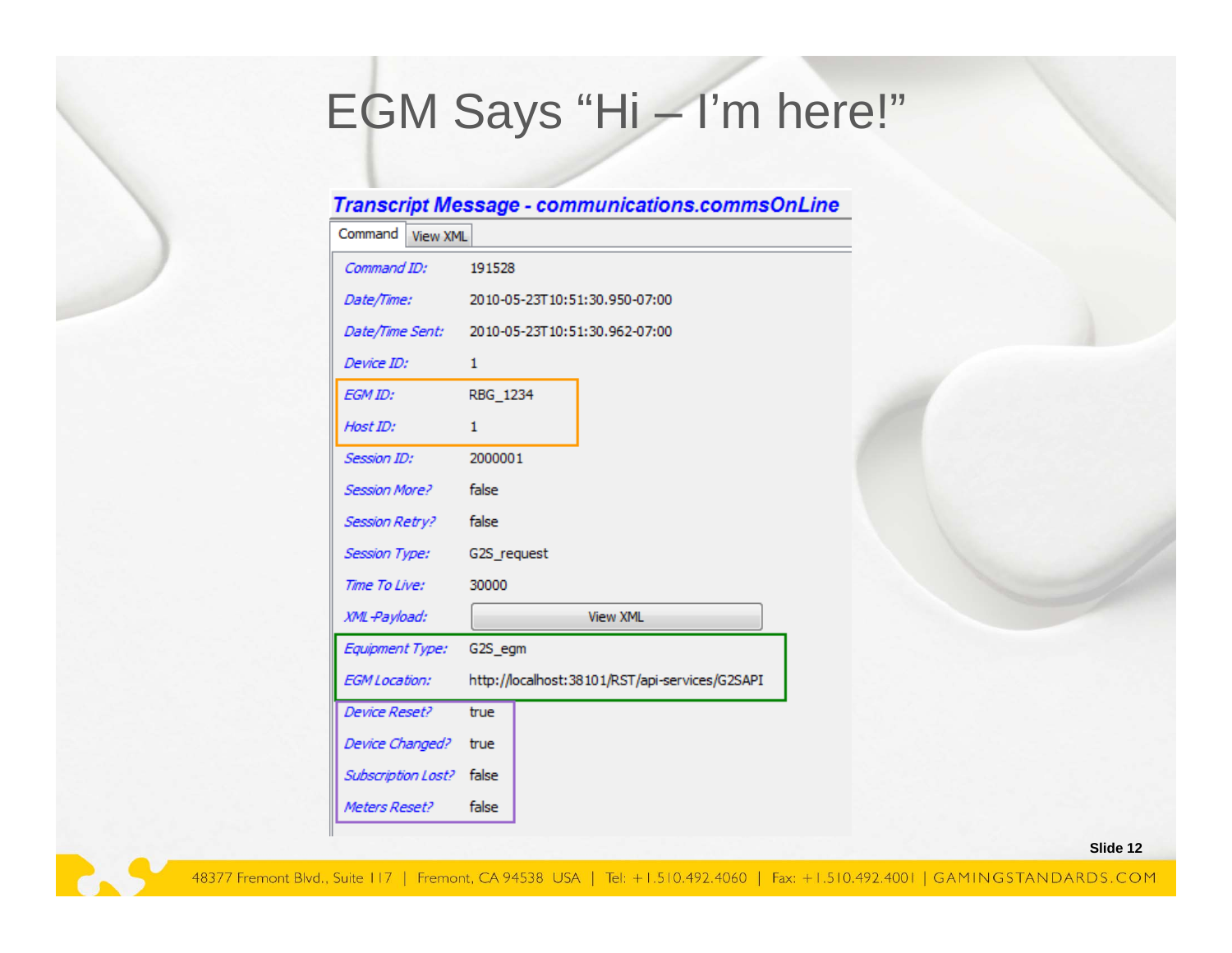# EGM Says "Hi – I'm here!"

**Transcript Message - communications.commsOnLine**

Command | View XML

| Field | Value |
|---|---|
| *Command ID:* | 191528 |
| *Date/Time:* | 2010-05-23T10:51:30.950-07:00 |
| *Date/Time Sent:* | 2010-05-23T10:51:30.962-07:00 |
| *Device ID:* | 1 |
| *EGM ID:* | RBG_1234 |
| *Host ID:* | 1 |
| *Session ID:* | 2000001 |
| *Session More?* | false |
| *Session Retry?* | false |
| *Session Type:* | G2S_request |
| *Time To Live:* | 30000 |
| *XML Payload:* | View XML |
| *Equipment Type:* | G2S_egm |
| *EGM Location:* | http://localhost:38101/RST/api-services/G2SAPI |
| *Device Reset?* | true |
| *Device Changed?* | true |
| *Subscription Lost?* | false |
| *Meters Reset?* | false |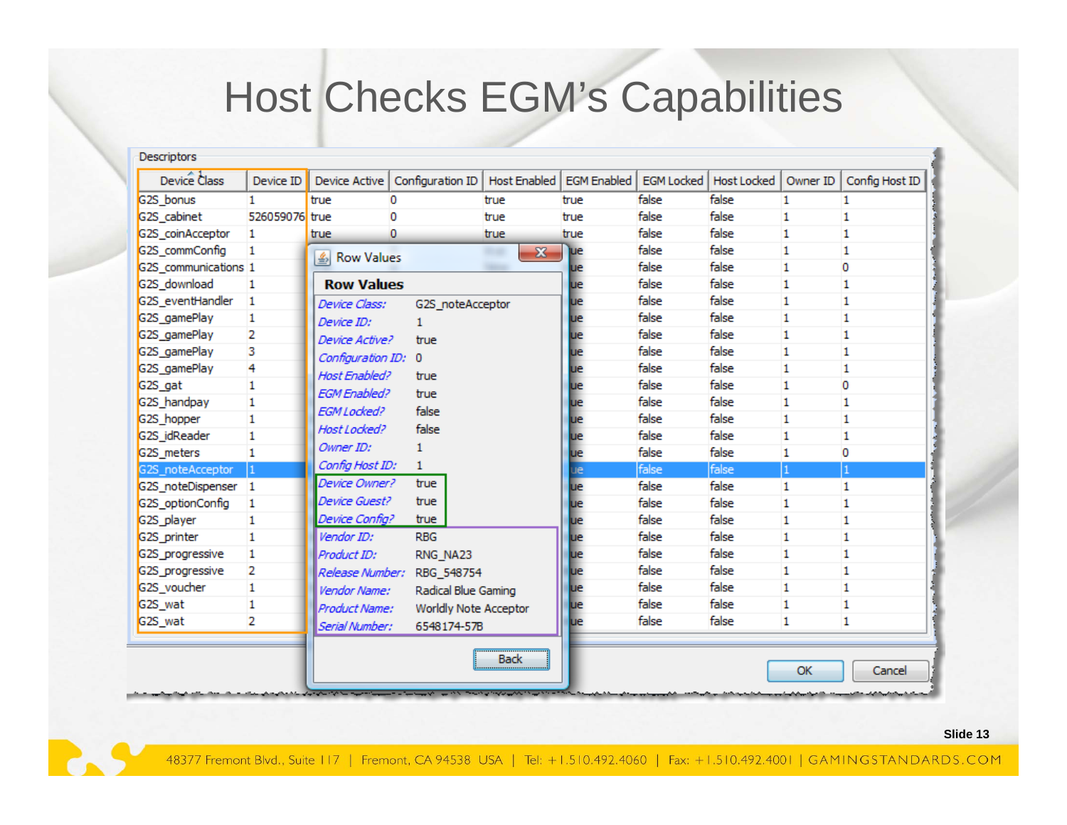# Host Checks EGM's Capabilities

Descriptors

| Device Class | Device ID | Device Active | Configuration ID | Host Enabled | EGM Enabled | EGM Locked | Host Locked | Owner ID | Config Host ID |
|---|---|---|---|---|---|---|---|---|---|
| G2S_bonus | 1 | true | 0 | true | true | false | false | 1 | 1 |
| G2S_cabinet | 526059076 | true | 0 | true | true | false | false | 1 | 1 |
| G2S_coinAcceptor | 1 | true | 0 | true | true | false | false | 1 | 1 |
| G2S_commConfig | 1 | | | | ue | false | false | 1 | 1 |
| G2S_communications | 1 | | | | ue | false | false | 1 | 0 |
| G2S_download | 1 | | | | ue | false | false | 1 | 1 |
| G2S_eventHandler | 1 | | | | ue | false | false | 1 | 1 |
| G2S_gamePlay | 1 | | | | ue | false | false | 1 | 1 |
| G2S_gamePlay | 2 | | | | ue | false | false | 1 | 1 |
| G2S_gamePlay | 3 | | | | ue | false | false | 1 | 1 |
| G2S_gamePlay | 4 | | | | ue | false | false | 1 | 1 |
| G2S_gat | 1 | | | | ue | false | false | 1 | 0 |
| G2S_handpay | 1 | | | | ue | false | false | 1 | 1 |
| G2S_hopper | 1 | | | | ue | false | false | 1 | 1 |
| G2S_idReader | 1 | | | | ue | false | false | 1 | 1 |
| G2S_meters | 1 | | | | ue | false | false | 1 | 0 |
| G2S_noteAcceptor | 1 | | | | ue | false | false | 1 | 1 |
| G2S_noteDispenser | 1 | | | | ue | false | false | 1 | 1 |
| G2S_optionConfig | 1 | | | | ue | false | false | 1 | 1 |
| G2S_player | 1 | | | | ue | false | false | 1 | 1 |
| G2S_printer | 1 | | | | ue | false | false | 1 | 1 |
| G2S_progressive | 1 | | | | ue | false | false | 1 | 1 |
| G2S_progressive | 2 | | | | ue | false | false | 1 | 1 |
| G2S_voucher | 1 | | | | ue | false | false | 1 | 1 |
| G2S_wat | 1 | | | | ue | false | false | 1 | 1 |
| G2S_wat | 2 | | | | ue | false | false | 1 | 1 |

**Row Values**

| | |
|---|---|
| *Device Class:* | G2S_noteAcceptor |
| *Device ID:* | 1 |
| *Device Active?* | true |
| *Configuration ID:* | 0 |
| *Host Enabled?* | true |
| *EGM Enabled?* | true |
| *EGM Locked?* | false |
| *Host Locked?* | false |
| *Owner ID:* | 1 |
| *Config Host ID:* | 1 |
| *Device Owner?* | true |
| *Device Guest?* | true |
| *Device Config?* | true |
| *Vendor ID:* | RBG |
| *Product ID:* | RNG_NA23 |
| *Release Number:* | RBG_548754 |
| *Vendor Name:* | Radical Blue Gaming |
| *Product Name:* | Worldly Note Acceptor |
| *Serial Number:* | 6548174-57B |

Back

OK Cancel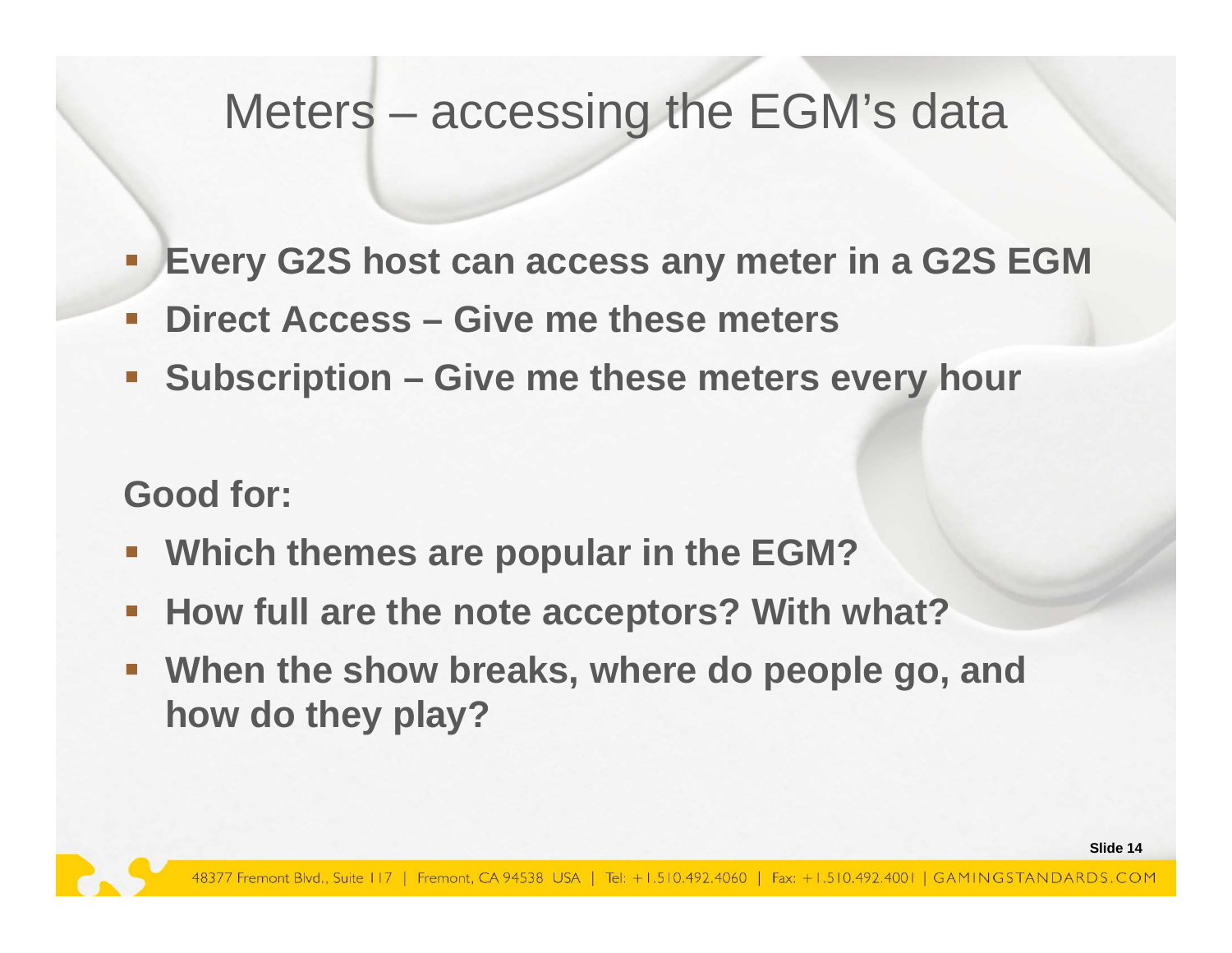# Meters – accessing the EGM's data

- **Every G2S host can access any meter in a G2S EGM**
- **Direct Access – Give me these meters**
- **Subscription – Give me these meters every hour**

**Good for:**

- **Which themes are popular in the EGM?**
- **How full are the note acceptors? With what?**
- **When the show breaks, where do people go, and how do they play?**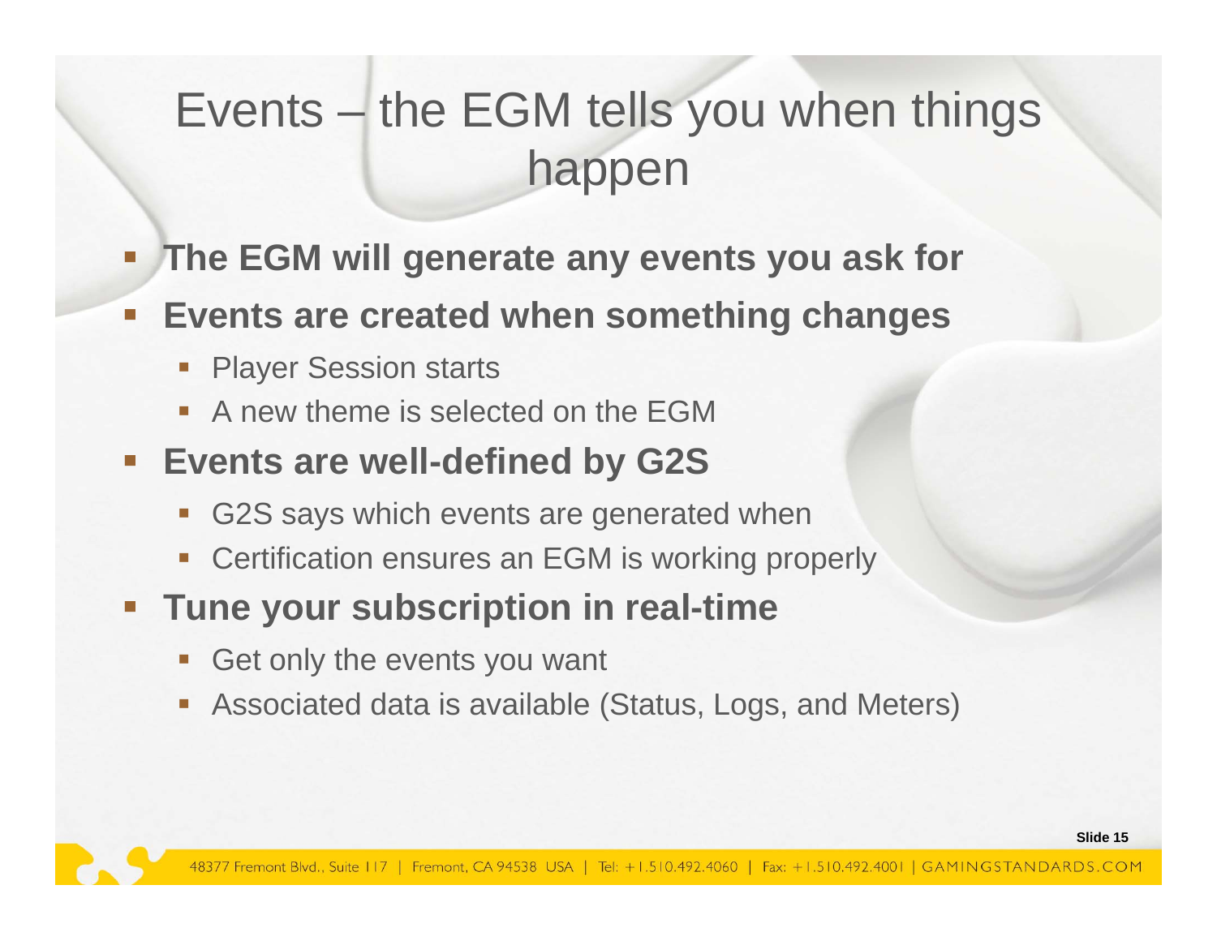# Events – the EGM tells you when things happen

- **The EGM will generate any events you ask for**
- **Events are created when something changes**
  - Player Session starts
  - A new theme is selected on the EGM
- **Events are well-defined by G2S**
  - G2S says which events are generated when
  - Certification ensures an EGM is working properly
- **Tune your subscription in real-time**
  - Get only the events you want
  - Associated data is available (Status, Logs, and Meters)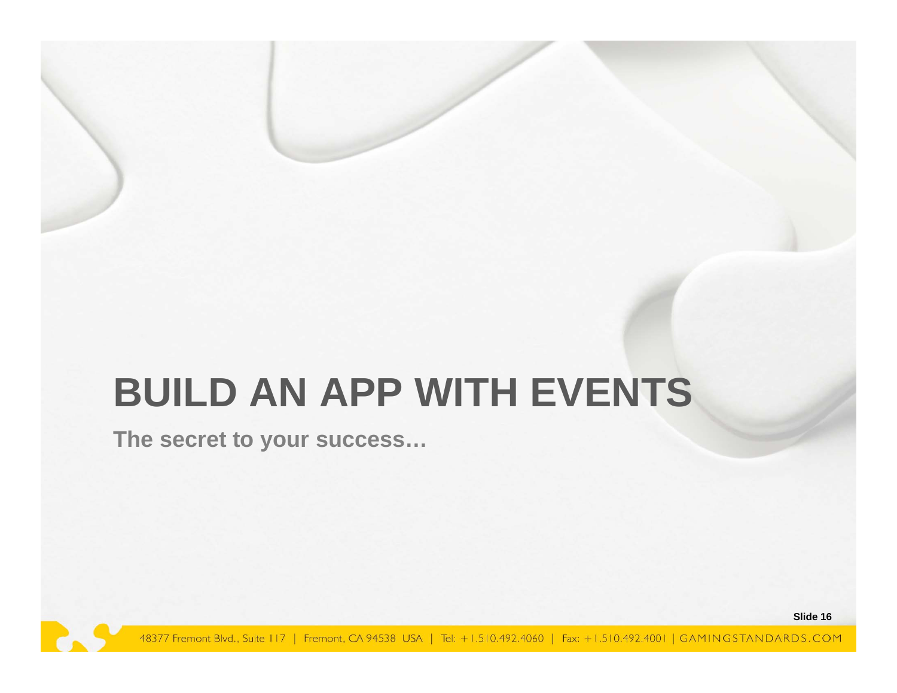# BUILD AN APP WITH EVENTS

**The secret to your success…**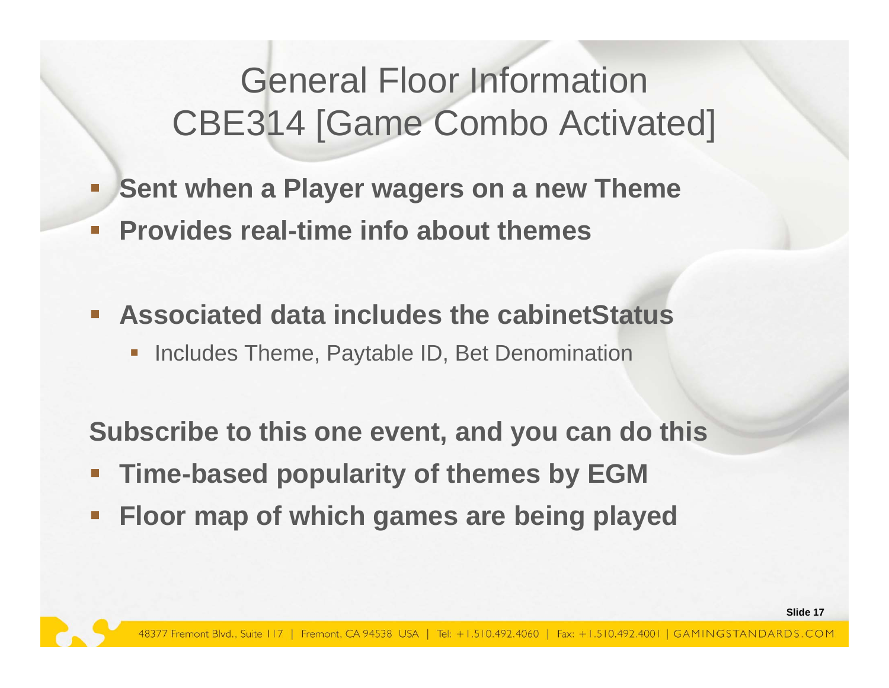# General Floor Information CBE314 [Game Combo Activated]

- **Sent when a Player wagers on a new Theme**
- **Provides real-time info about themes**

- **Associated data includes the cabinetStatus**
  - Includes Theme, Paytable ID, Bet Denomination

**Subscribe to this one event, and you can do this**

- **Time-based popularity of themes by EGM**
- **Floor map of which games are being played**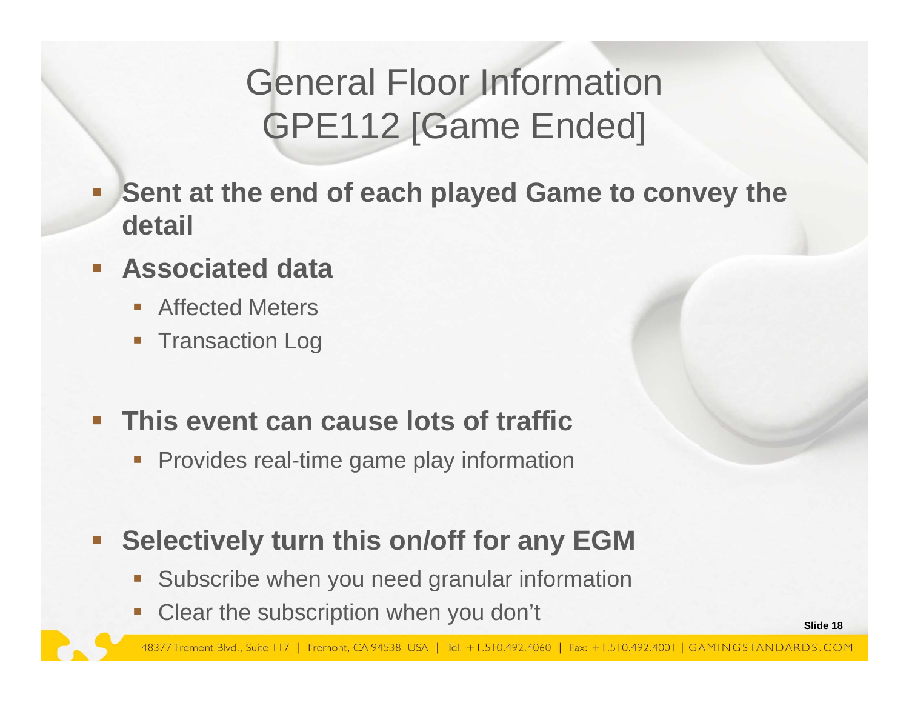# General Floor Information GPE112 [Game Ended]

- **Sent at the end of each played Game to convey the detail**
- **Associated data**
  - Affected Meters
  - Transaction Log
- **This event can cause lots of traffic**
  - Provides real-time game play information
- **Selectively turn this on/off for any EGM**
  - Subscribe when you need granular information
  - Clear the subscription when you don't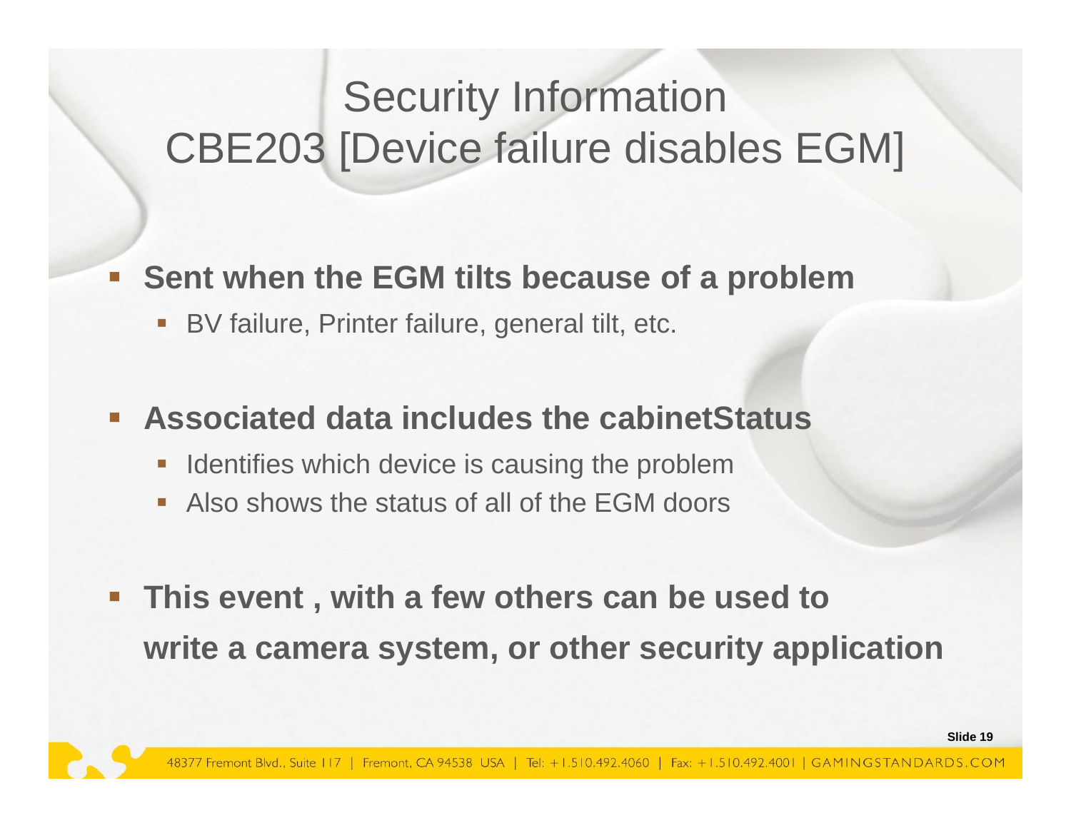# Security Information
# CBE203 [Device failure disables EGM]

- **Sent when the EGM tilts because of a problem**
  - BV failure, Printer failure, general tilt, etc.

- **Associated data includes the cabinetStatus**
  - Identifies which device is causing the problem
  - Also shows the status of all of the EGM doors

- **This event , with a few others can be used to write a camera system, or other security application**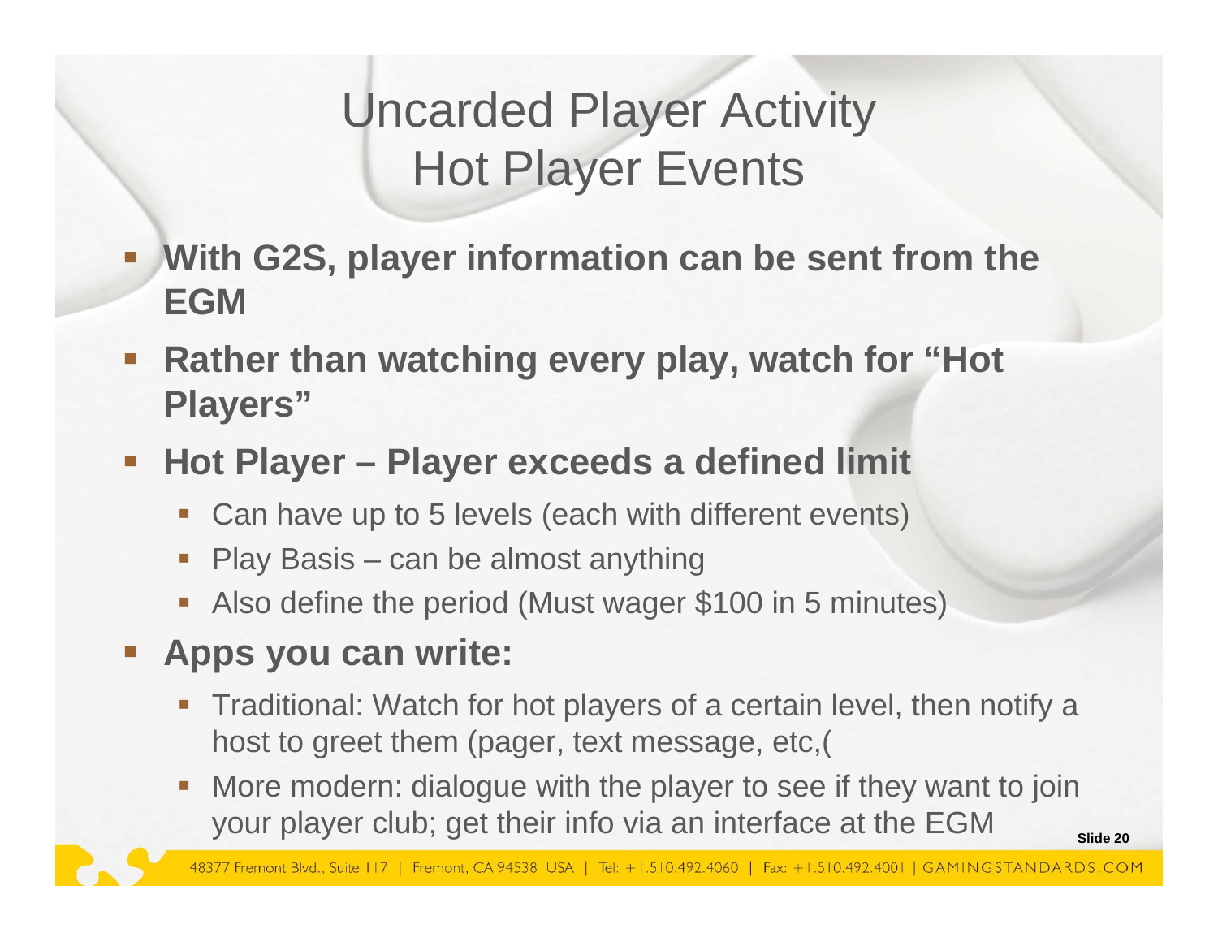# Uncarded Player Activity
# Hot Player Events

- **With G2S, player information can be sent from the EGM**
- **Rather than watching every play, watch for "Hot Players"**
- **Hot Player – Player exceeds a defined limit**
  - Can have up to 5 levels (each with different events)
  - Play Basis – can be almost anything
  - Also define the period (Must wager $100 in 5 minutes)
- **Apps you can write:**
  - Traditional: Watch for hot players of a certain level, then notify a host to greet them (pager, text message, etc,(
  - More modern: dialogue with the player to see if they want to join your player club; get their info via an interface at the EGM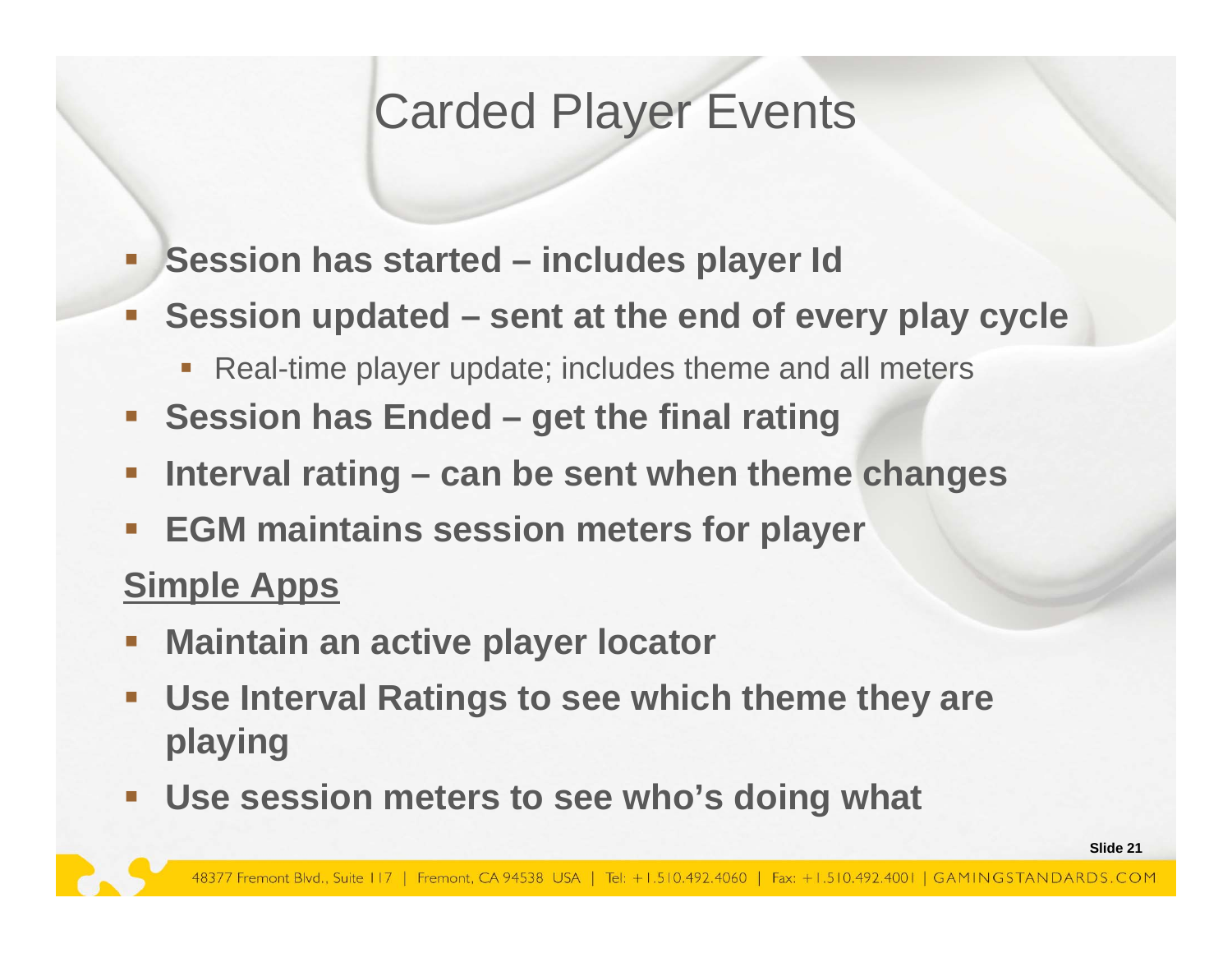# Carded Player Events

- **Session has started – includes player Id**
- **Session updated – sent at the end of every play cycle**
  - Real-time player update; includes theme and all meters
- **Session has Ended – get the final rating**
- **Interval rating – can be sent when theme changes**
- **EGM maintains session meters for player**

**Simple Apps**

- **Maintain an active player locator**
- **Use Interval Ratings to see which theme they are playing**
- **Use session meters to see who's doing what**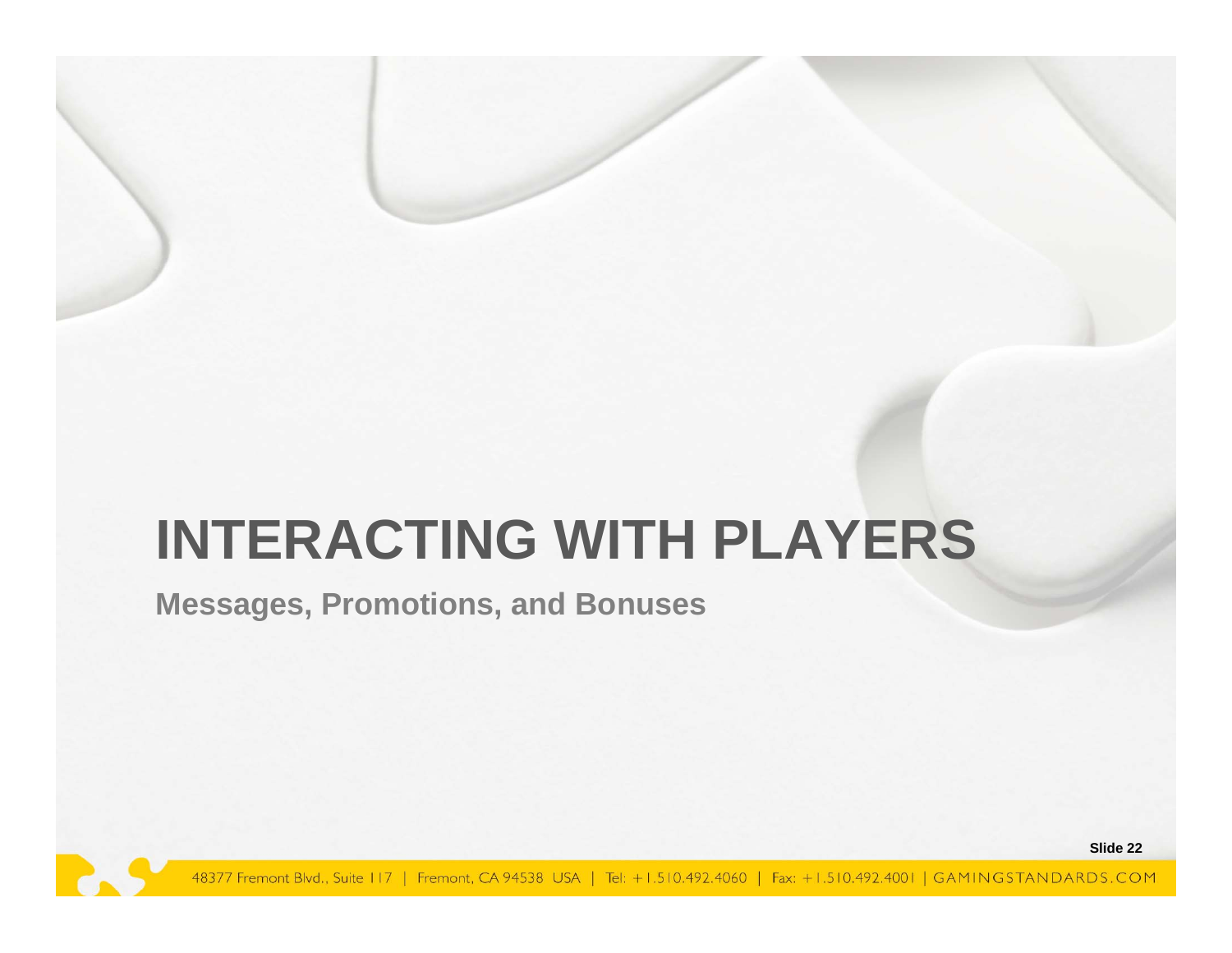# INTERACTING WITH PLAYERS

## Messages, Promotions, and Bonuses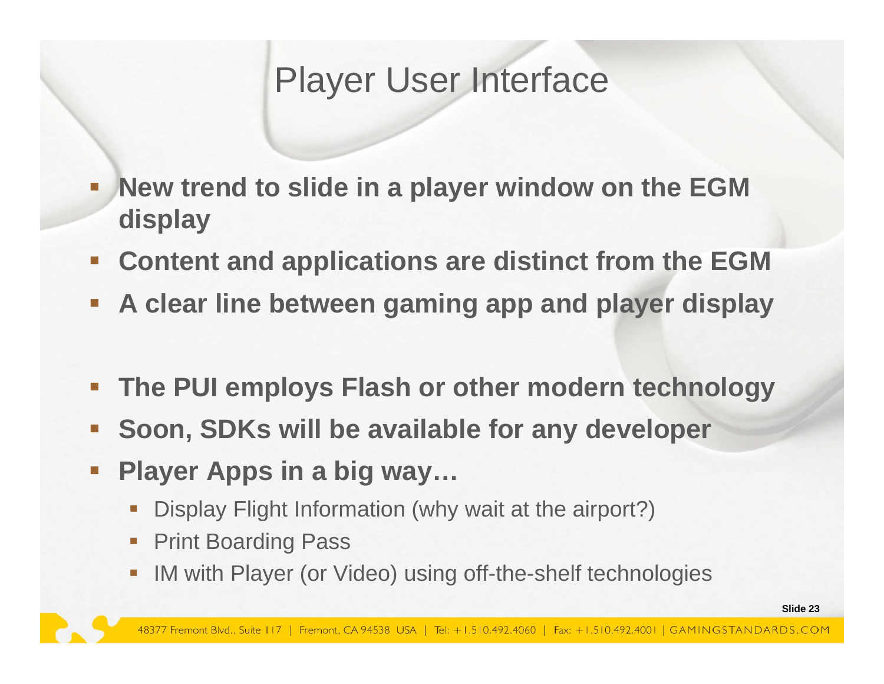# Player User Interface

- **New trend to slide in a player window on the EGM display**
- **Content and applications are distinct from the EGM**
- **A clear line between gaming app and player display**

- **The PUI employs Flash or other modern technology**
- **Soon, SDKs will be available for any developer**
- **Player Apps in a big way…**
  - Display Flight Information (why wait at the airport?)
  - Print Boarding Pass
  - IM with Player (or Video) using off-the-shelf technologies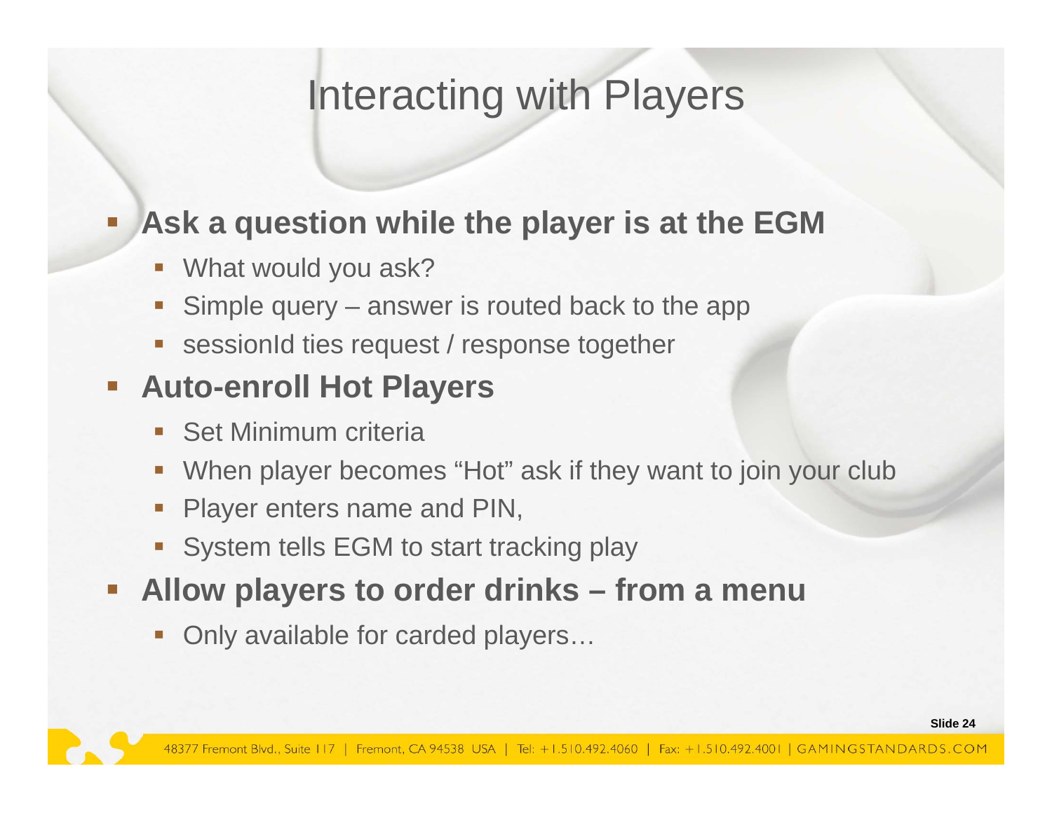# Interacting with Players

- **Ask a question while the player is at the EGM**
  - What would you ask?
  - Simple query – answer is routed back to the app
  - sessionId ties request / response together
- **Auto-enroll Hot Players**
  - Set Minimum criteria
  - When player becomes "Hot" ask if they want to join your club
  - Player enters name and PIN,
  - System tells EGM to start tracking play
- **Allow players to order drinks – from a menu**
  - Only available for carded players…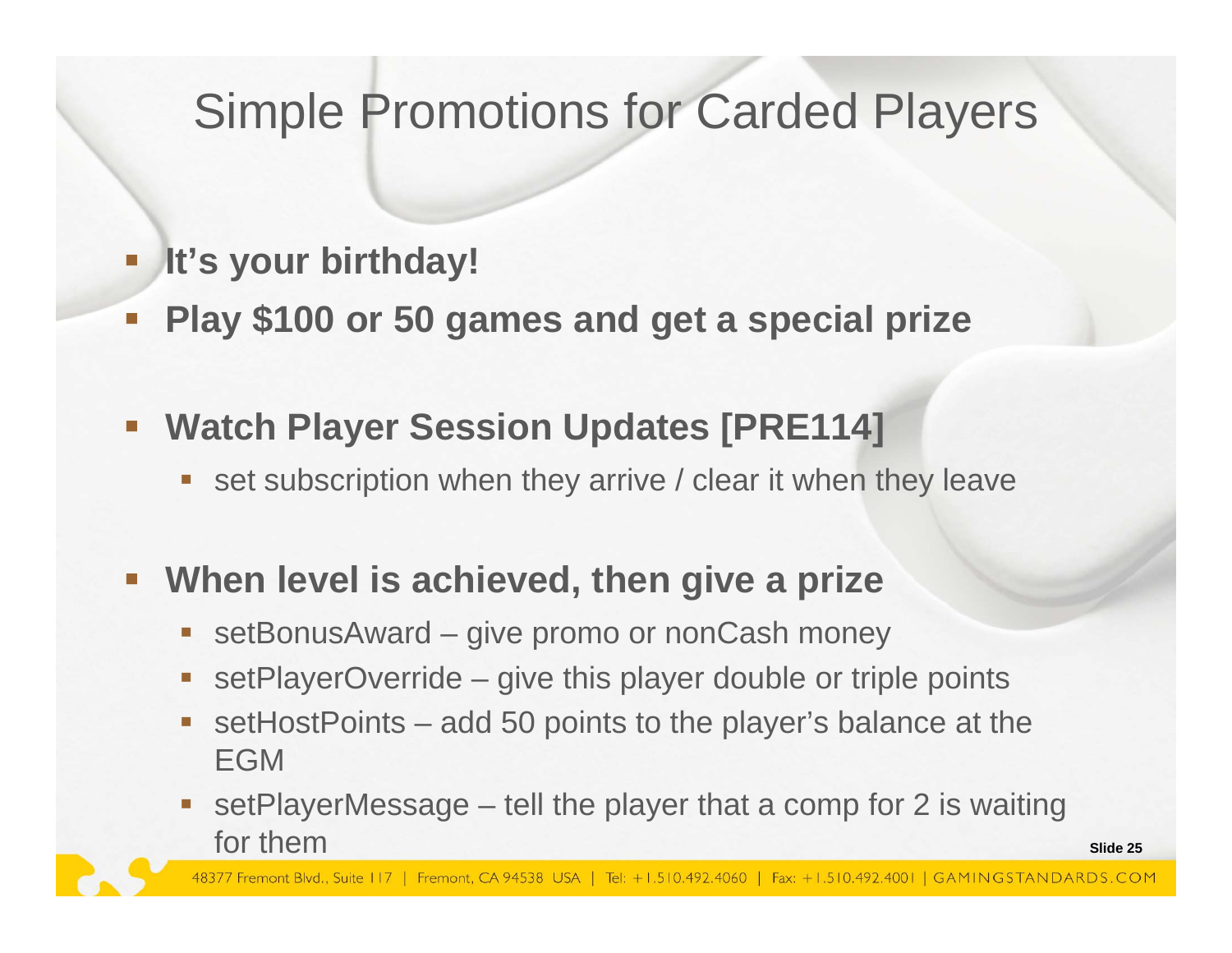# Simple Promotions for Carded Players

- **It's your birthday!**
- **Play $100 or 50 games and get a special prize**

- **Watch Player Session Updates [PRE114]**
  - set subscription when they arrive / clear it when they leave

- **When level is achieved, then give a prize**
  - setBonusAward – give promo or nonCash money
  - setPlayerOverride – give this player double or triple points
  - setHostPoints – add 50 points to the player's balance at the EGM
  - setPlayerMessage – tell the player that a comp for 2 is waiting for them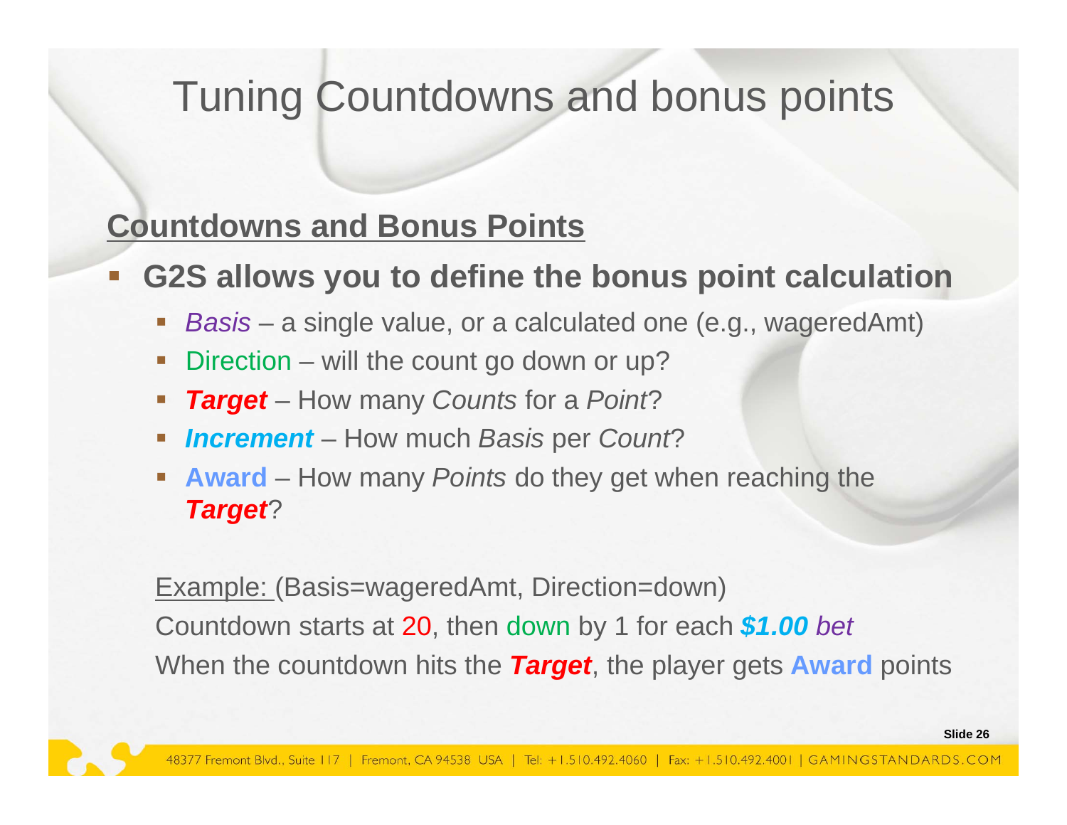# Tuning Countdowns and bonus points

## Countdowns and Bonus Points

- **G2S allows you to define the bonus point calculation**
  - *Basis* – a single value, or a calculated one (e.g., wageredAmt)
  - Direction – will the count go down or up?
  - ***Target*** – How many *Counts* for a *Point*?
  - ***Increment*** – How much *Basis* per *Count*?
  - **Award** – How many *Points* do they get when reaching the ***Target***?

Example: (Basis=wageredAmt, Direction=down)
Countdown starts at 20, then down by 1 for each ***$1.00*** *bet*
When the countdown hits the ***Target***, the player gets **Award** points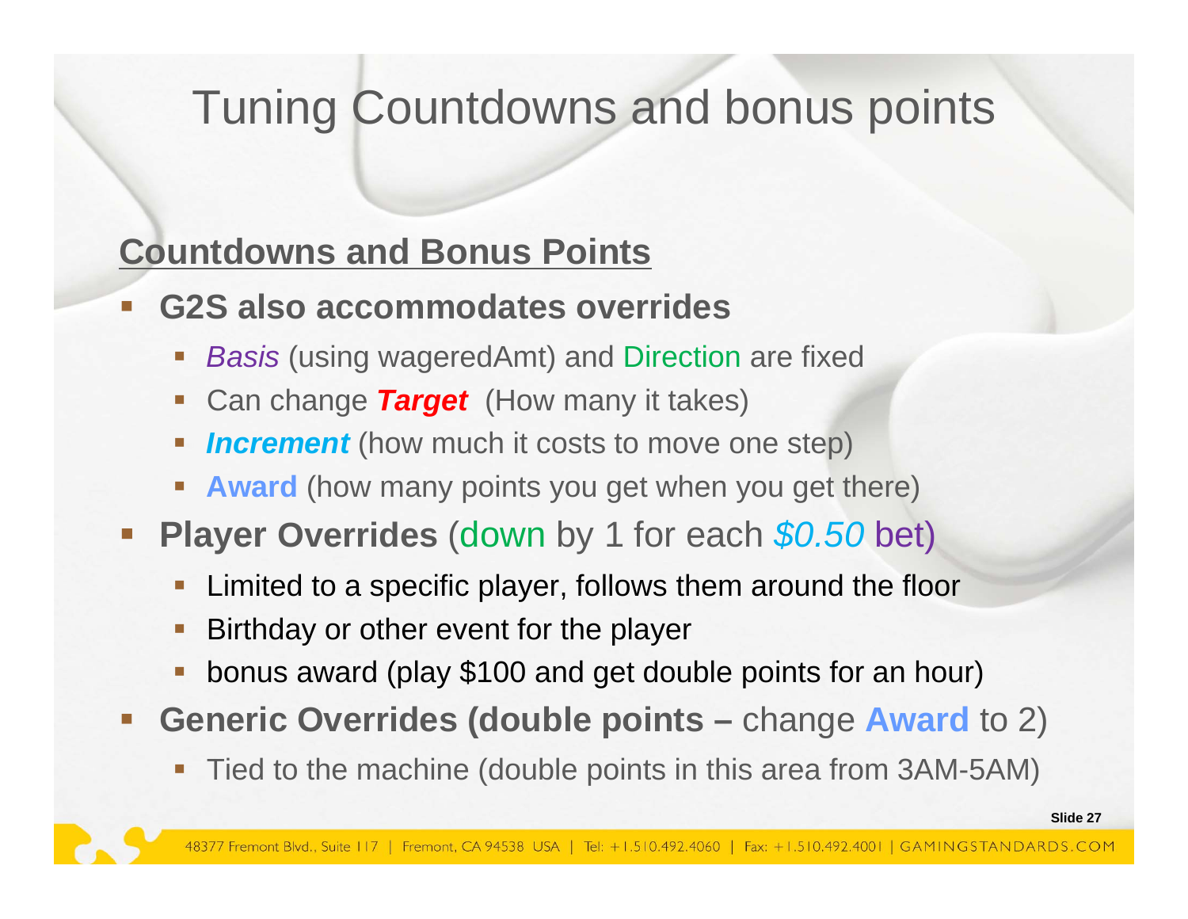# Tuning Countdowns and bonus points

**Countdowns and Bonus Points**

- **G2S also accommodates overrides**
  - *Basis* (using wageredAmt) and Direction are fixed
  - Can change ***Target*** (How many it takes)
  - ***Increment*** (how much it costs to move one step)
  - **Award** (how many points you get when you get there)
- **Player Overrides** (down by 1 for each *$0.50* bet)
  - Limited to a specific player, follows them around the floor
  - Birthday or other event for the player
  - bonus award (play $100 and get double points for an hour)
- **Generic Overrides (double points –** change **Award** to 2)
  - Tied to the machine (double points in this area from 3AM-5AM)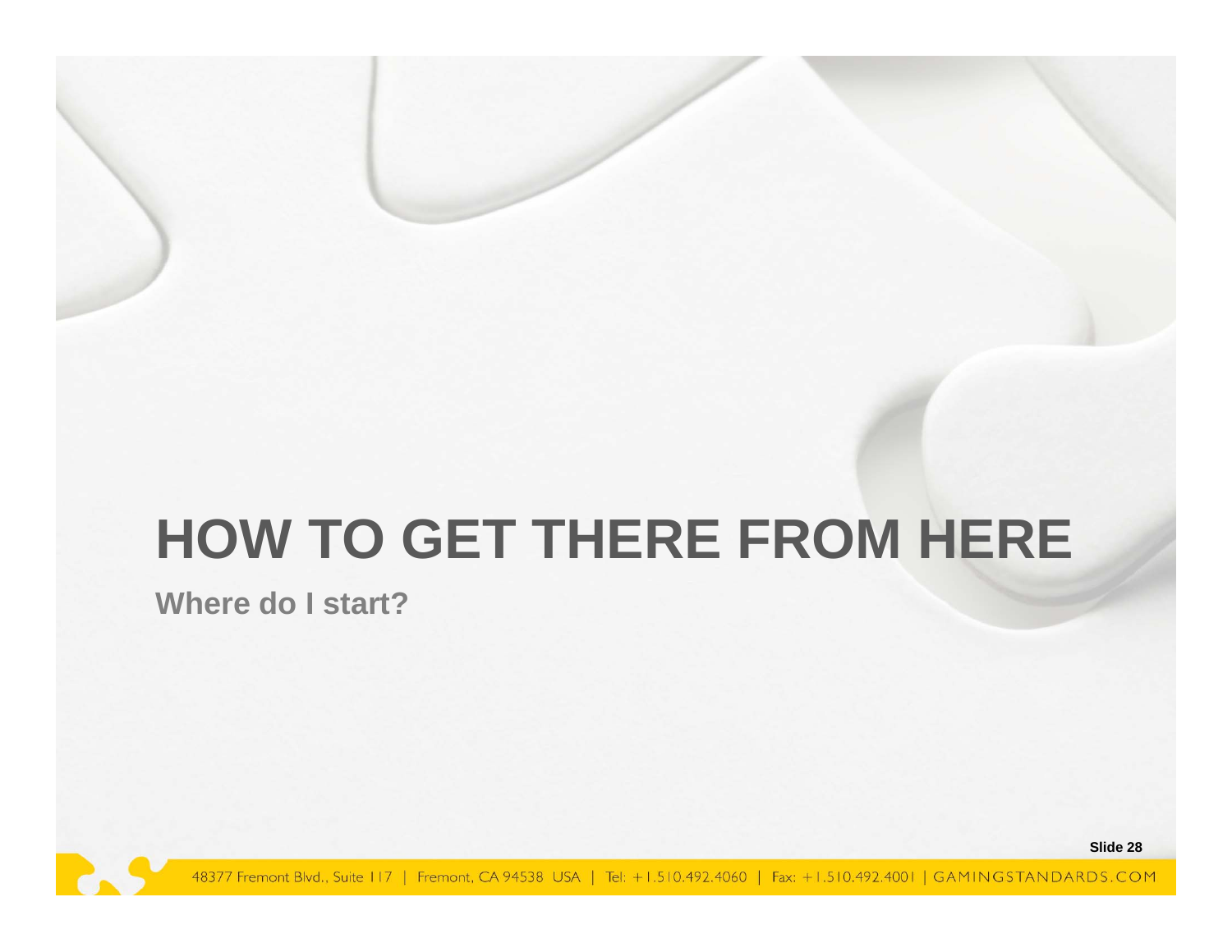# HOW TO GET THERE FROM HERE

## Where do I start?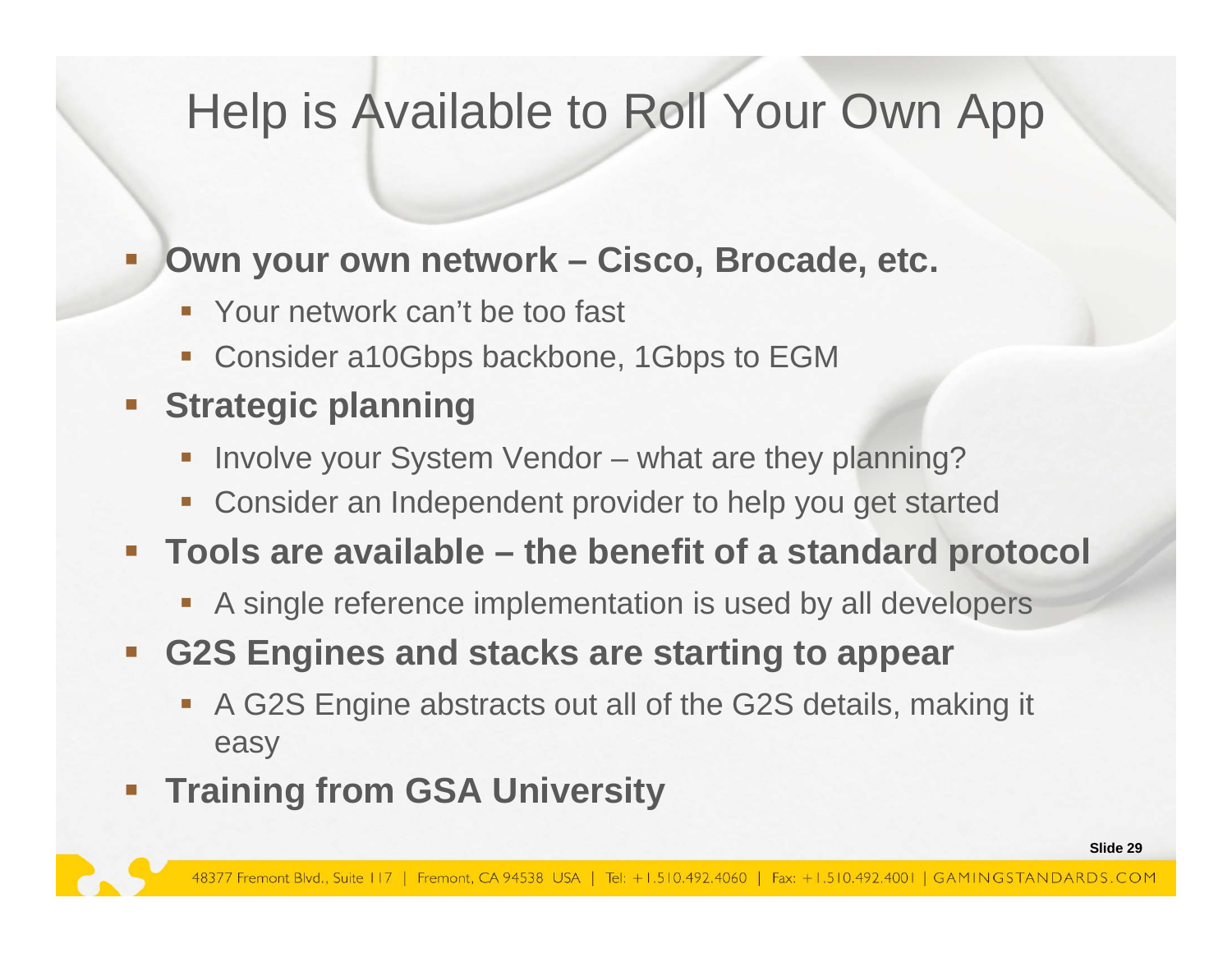# Help is Available to Roll Your Own App

- **Own your own network – Cisco, Brocade, etc.**
  - Your network can't be too fast
  - Consider a10Gbps backbone, 1Gbps to EGM
- **Strategic planning**
  - Involve your System Vendor – what are they planning?
  - Consider an Independent provider to help you get started
- **Tools are available – the benefit of a standard protocol**
  - A single reference implementation is used by all developers
- **G2S Engines and stacks are starting to appear**
  - A G2S Engine abstracts out all of the G2S details, making it easy
- **Training from GSA University**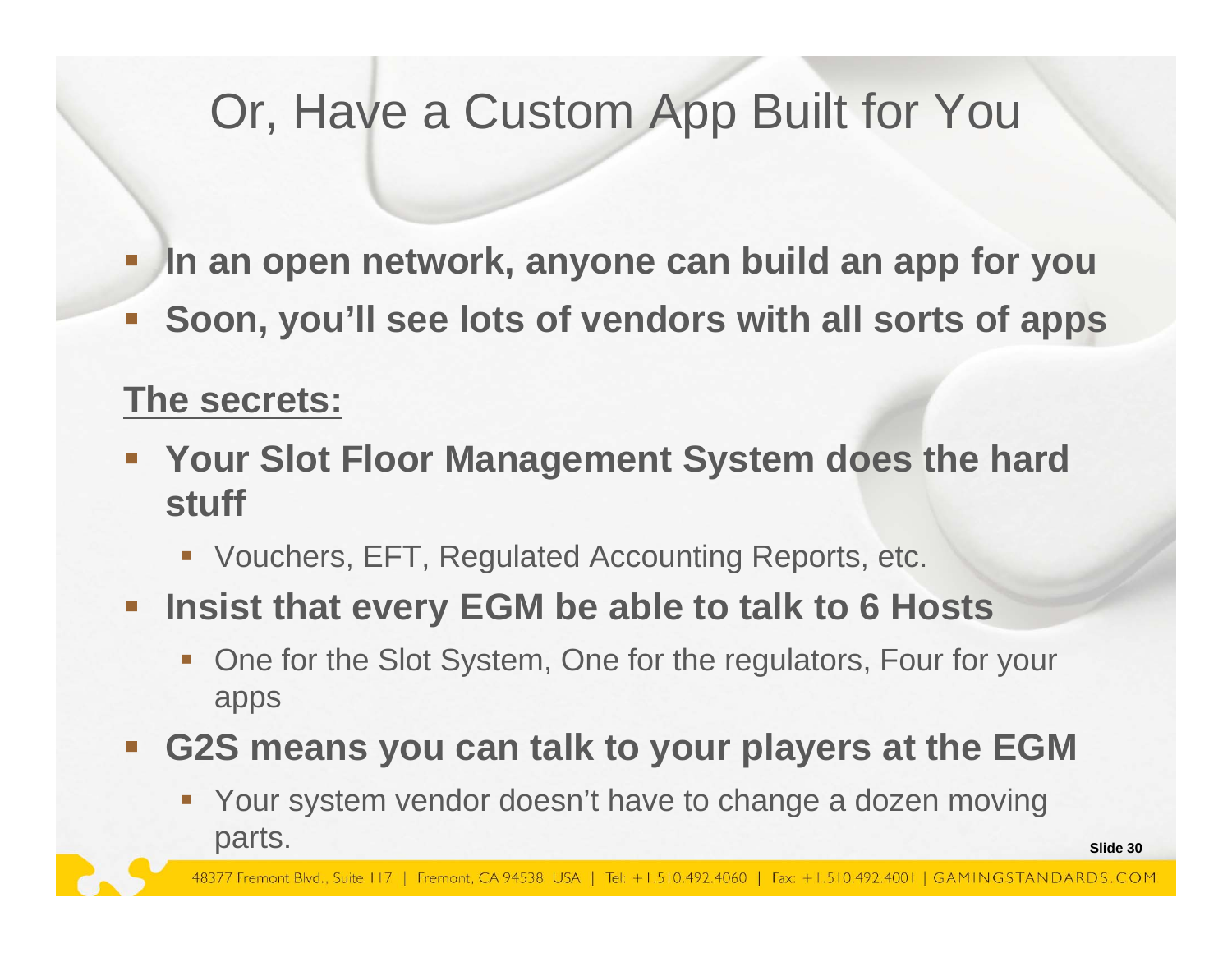# Or, Have a Custom App Built for You

- **In an open network, anyone can build an app for you**
- **Soon, you'll see lots of vendors with all sorts of apps**

**The secrets:**

- **Your Slot Floor Management System does the hard stuff**
  - Vouchers, EFT, Regulated Accounting Reports, etc.
- **Insist that every EGM be able to talk to 6 Hosts**
  - One for the Slot System, One for the regulators, Four for your apps
- **G2S means you can talk to your players at the EGM**
  - Your system vendor doesn't have to change a dozen moving parts.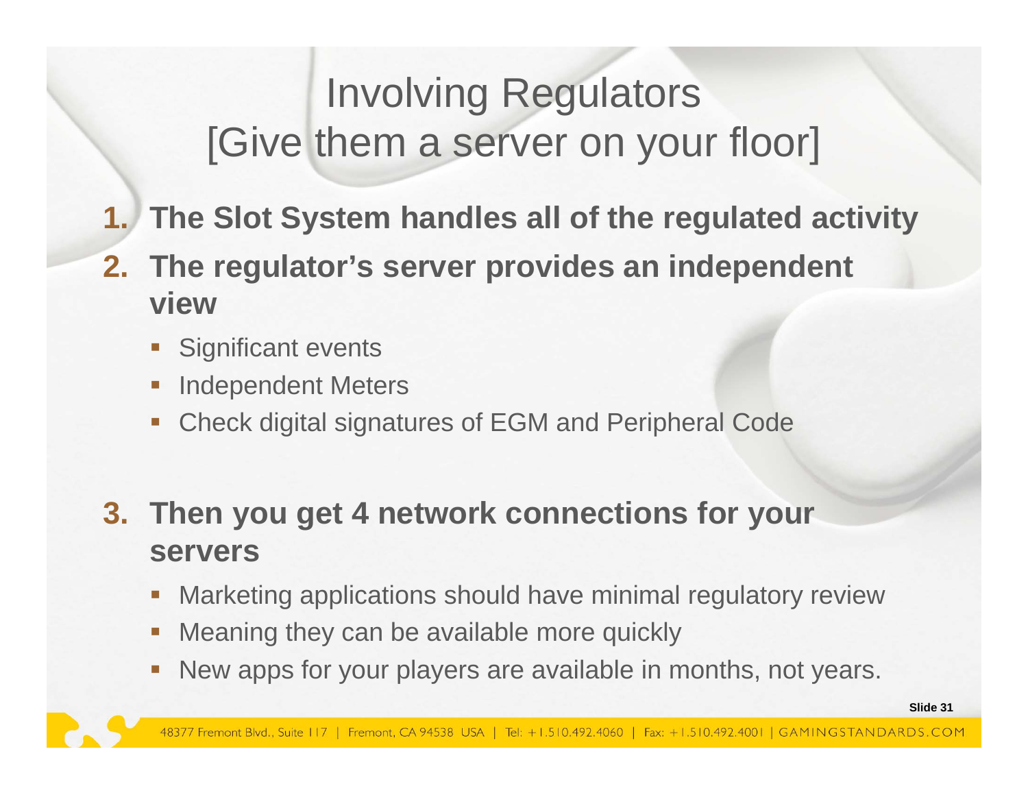# Involving Regulators [Give them a server on your floor]

1. **The Slot System handles all of the regulated activity**
2. **The regulator's server provides an independent view**
   - Significant events
   - Independent Meters
   - Check digital signatures of EGM and Peripheral Code

3. **Then you get 4 network connections for your servers**
   - Marketing applications should have minimal regulatory review
   - Meaning they can be available more quickly
   - New apps for your players are available in months, not years.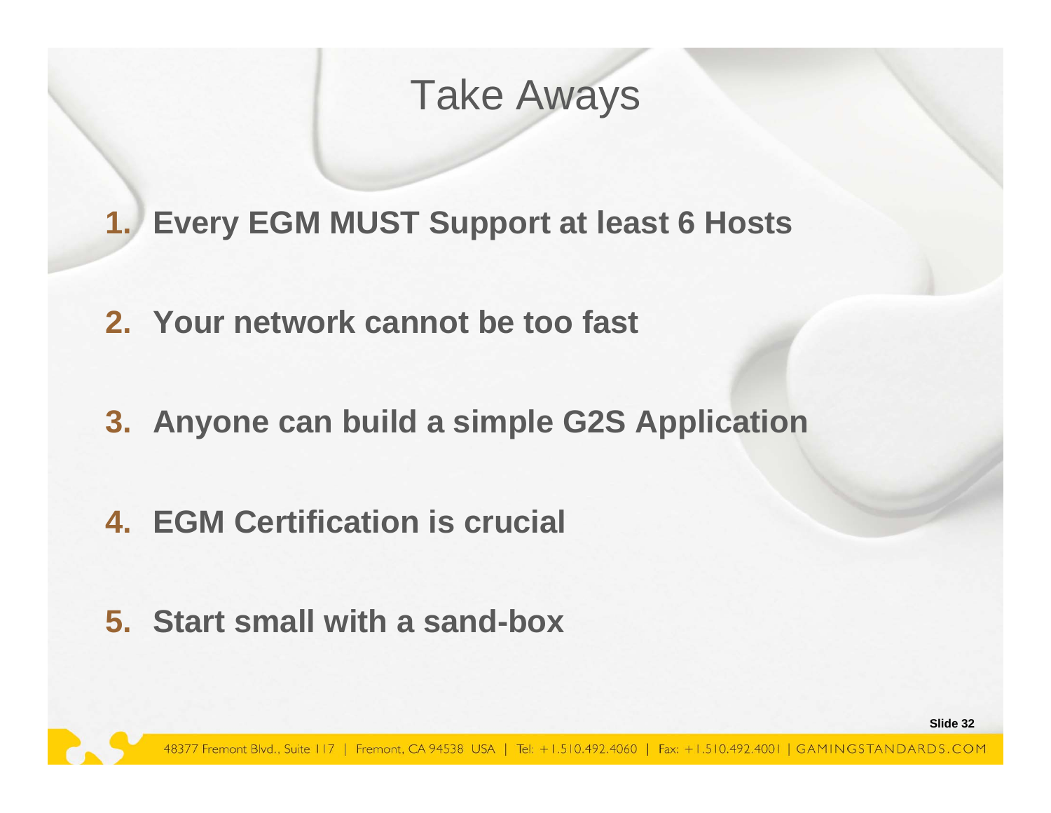# Take Aways

1. **Every EGM MUST Support at least 6 Hosts**

2. **Your network cannot be too fast**

3. **Anyone can build a simple G2S Application**

4. **EGM Certification is crucial**

5. **Start small with a sand-box**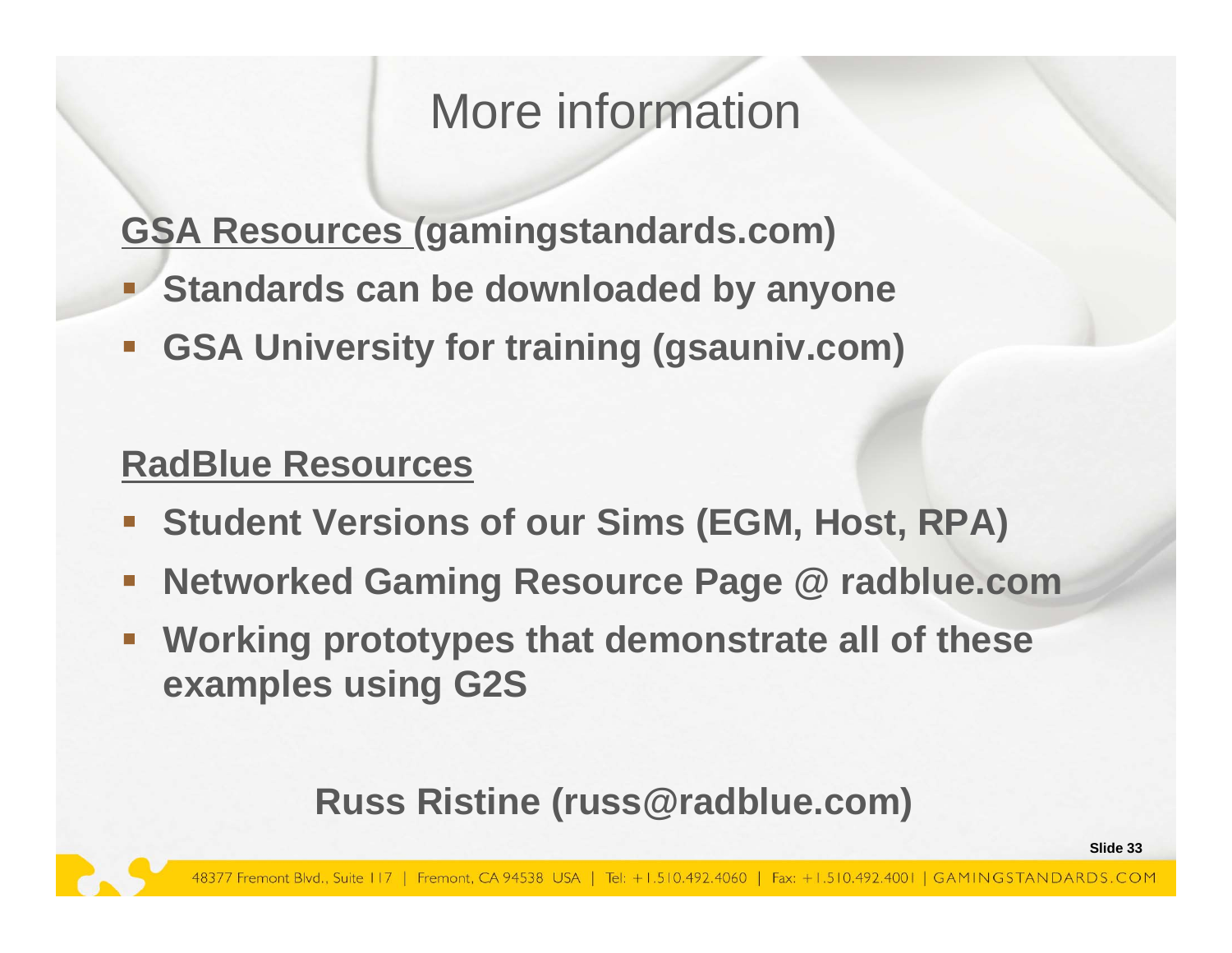# More information

**GSA Resources (gamingstandards.com)**

- **Standards can be downloaded by anyone**
- **GSA University for training (gsauniv.com)**

**RadBlue Resources**

- **Student Versions of our Sims (EGM, Host, RPA)**
- **Networked Gaming Resource Page @ radblue.com**
- **Working prototypes that demonstrate all of these examples using G2S**

**Russ Ristine (russ@radblue.com)**